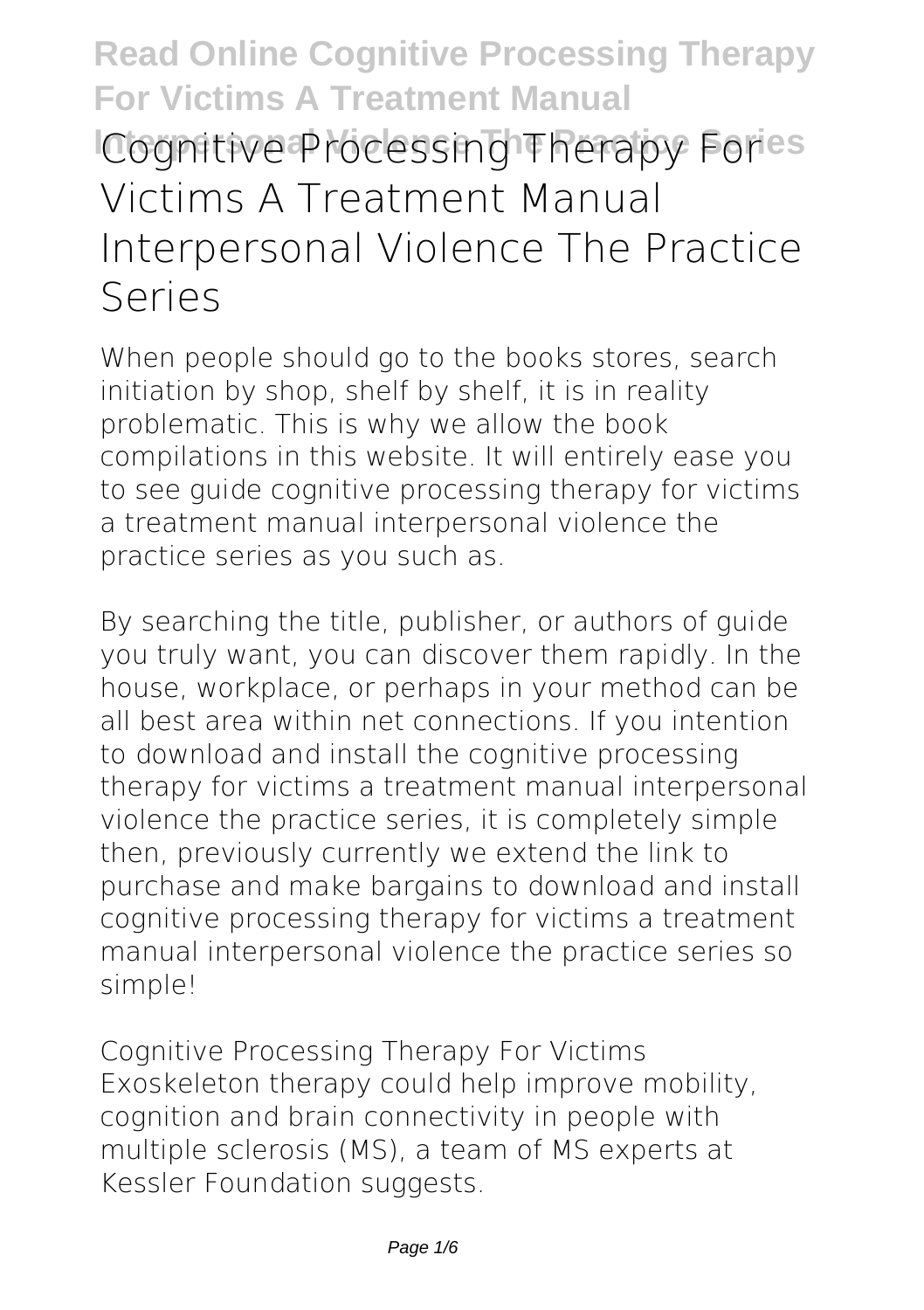# Cognitive Processing Therapy For Victims A Treatment Manual Interpersonal Violence The Practice Series

When people should go to the books stores, search initiation by shop, shelf by shelf, it is in reality problematic. This is why we allow the book compilations in this website. It will entirely ease you to see guide **cognitive processing therapy for victims a treatment manual interpersonal violence the practice series** as you such as.

By searching the title, publisher, or authors of guide you truly want, you can discover them rapidly. In the house, workplace, or perhaps in your method can be all best area within net connections. If you intention to download and install the cognitive processing therapy for victims a treatment manual interpersonal violence the practice series, it is completely simple then, previously currently we extend the link to purchase and make bargains to download and install cognitive processing therapy for victims a treatment manual interpersonal violence the practice series so simple!

*Cognitive Processing Therapy For Victims*
Exoskeleton therapy could help improve mobility, cognition and brain connectivity in people with multiple sclerosis (MS), a team of MS experts at Kessler Foundation suggests.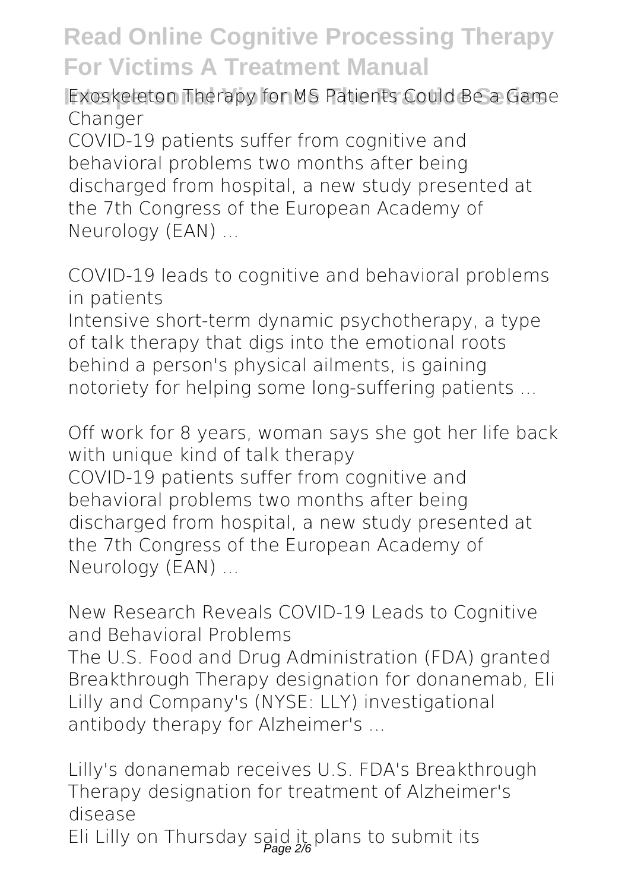*Exoskeleton Therapy for MS Patients Could Be a Game Changer*

COVID-19 patients suffer from cognitive and behavioral problems two months after being discharged from hospital, a new study presented at the 7th Congress of the European Academy of Neurology (EAN) ...

*COVID-19 leads to cognitive and behavioral problems in patients*

Intensive short-term dynamic psychotherapy, a type of talk therapy that digs into the emotional roots behind a person's physical ailments, is gaining notoriety for helping some long-suffering patients ...

*Off work for 8 years, woman says she got her life back with unique kind of talk therapy*

COVID-19 patients suffer from cognitive and behavioral problems two months after being discharged from hospital, a new study presented at the 7th Congress of the European Academy of Neurology (EAN) ...

*New Research Reveals COVID-19 Leads to Cognitive and Behavioral Problems*

The U.S. Food and Drug Administration (FDA) granted Breakthrough Therapy designation for donanemab, Eli Lilly and Company's (NYSE: LLY) investigational antibody therapy for Alzheimer's ...

*Lilly's donanemab receives U.S. FDA's Breakthrough Therapy designation for treatment of Alzheimer's disease*

Eli Lilly on Thursday said it plans to submit its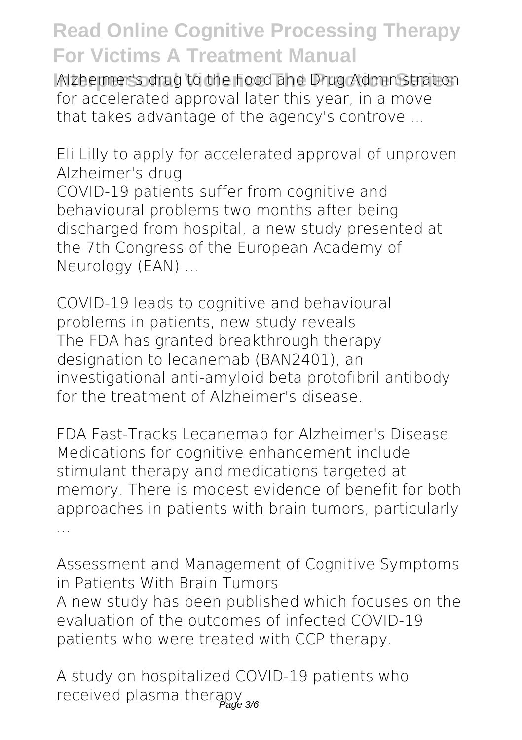Alzheimer's drug to the Food and Drug Administration for accelerated approval later this year, in a move that takes advantage of the agency's controve ...

*Eli Lilly to apply for accelerated approval of unproven Alzheimer's drug*

COVID-19 patients suffer from cognitive and behavioural problems two months after being discharged from hospital, a new study presented at the 7th Congress of the European Academy of Neurology (EAN) ...

*COVID-19 leads to cognitive and behavioural problems in patients, new study reveals*

The FDA has granted breakthrough therapy designation to lecanemab (BAN2401), an investigational anti-amyloid beta protofibril antibody for the treatment of Alzheimer's disease.

*FDA Fast-Tracks Lecanemab for Alzheimer's Disease*

Medications for cognitive enhancement include stimulant therapy and medications targeted at memory. There is modest evidence of benefit for both approaches in patients with brain tumors, particularly ...

*Assessment and Management of Cognitive Symptoms in Patients With Brain Tumors*

A new study has been published which focuses on the evaluation of the outcomes of infected COVID-19 patients who were treated with CCP therapy.

*A study on hospitalized COVID-19 patients who received plasma therapy*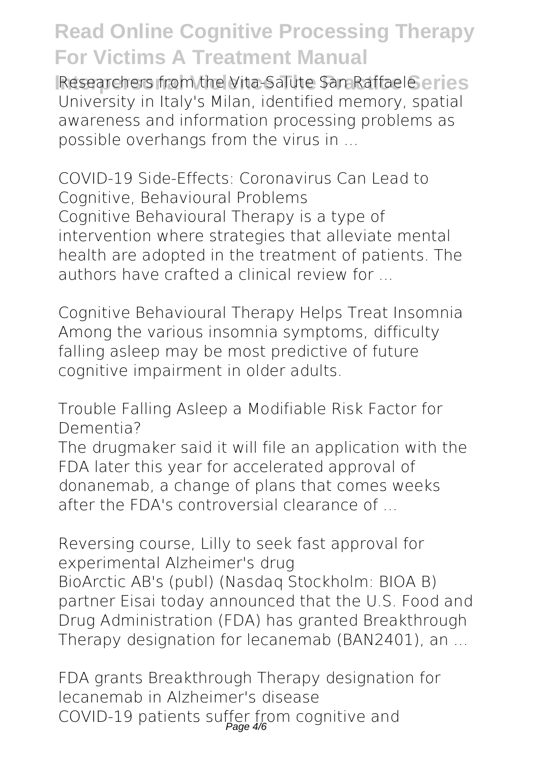Researchers from the Vita-Salute San Raffaele University in Italy's Milan, identified memory, spatial awareness and information processing problems as possible overhangs from the virus in ...

**COVID-19 Side-Effects: Coronavirus Can Lead to Cognitive, Behavioural Problems**

Cognitive Behavioural Therapy is a type of intervention where strategies that alleviate mental health are adopted in the treatment of patients. The authors have crafted a clinical review for ...

**Cognitive Behavioural Therapy Helps Treat Insomnia**

Among the various insomnia symptoms, difficulty falling asleep may be most predictive of future cognitive impairment in older adults.

**Trouble Falling Asleep a Modifiable Risk Factor for Dementia?**

The drugmaker said it will file an application with the FDA later this year for accelerated approval of donanemab, a change of plans that comes weeks after the FDA's controversial clearance of ...

**Reversing course, Lilly to seek fast approval for experimental Alzheimer's drug**

BioArctic AB's (publ) (Nasdaq Stockholm: BIOA B) partner Eisai today announced that the U.S. Food and Drug Administration (FDA) has granted Breakthrough Therapy designation for lecanemab (BAN2401), an ...

**FDA grants Breakthrough Therapy designation for lecanemab in Alzheimer's disease**

COVID-19 patients suffer from cognitive and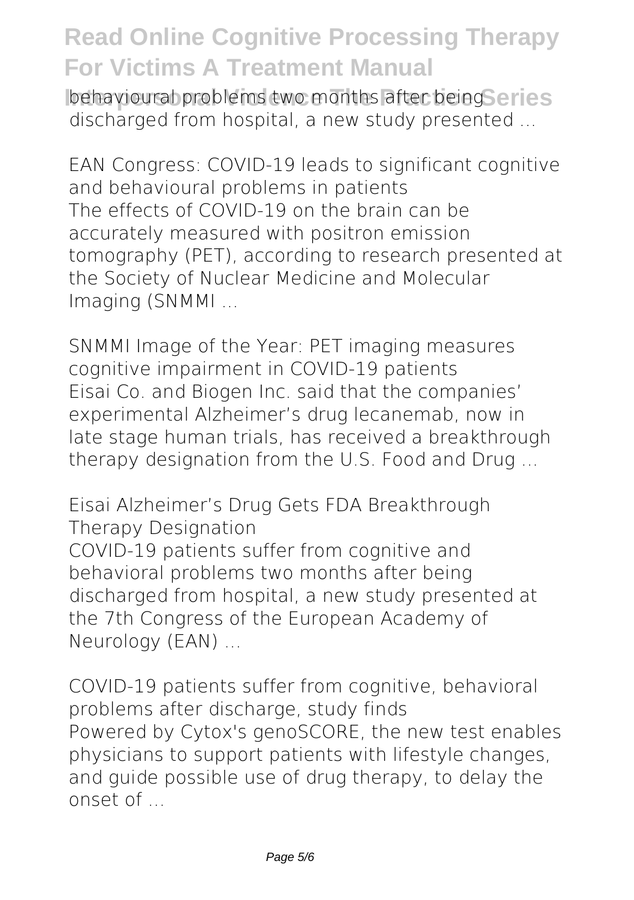behavioural problems two months after being discharged from hospital, a new study presented ...

**EAN Congress: COVID-19 leads to significant cognitive and behavioural problems in patients**
The effects of COVID-19 on the brain can be accurately measured with positron emission tomography (PET), according to research presented at the Society of Nuclear Medicine and Molecular Imaging (SNMMI ...

**SNMMI Image of the Year: PET imaging measures cognitive impairment in COVID-19 patients**
Eisai Co. and Biogen Inc. said that the companies' experimental Alzheimer's drug lecanemab, now in late stage human trials, has received a breakthrough therapy designation from the U.S. Food and Drug ...

**Eisai Alzheimer's Drug Gets FDA Breakthrough Therapy Designation**
COVID-19 patients suffer from cognitive and behavioral problems two months after being discharged from hospital, a new study presented at the 7th Congress of the European Academy of Neurology (EAN) ...

**COVID-19 patients suffer from cognitive, behavioral problems after discharge, study finds**
Powered by Cytox's genoSCORE, the new test enables physicians to support patients with lifestyle changes, and guide possible use of drug therapy, to delay the onset of ...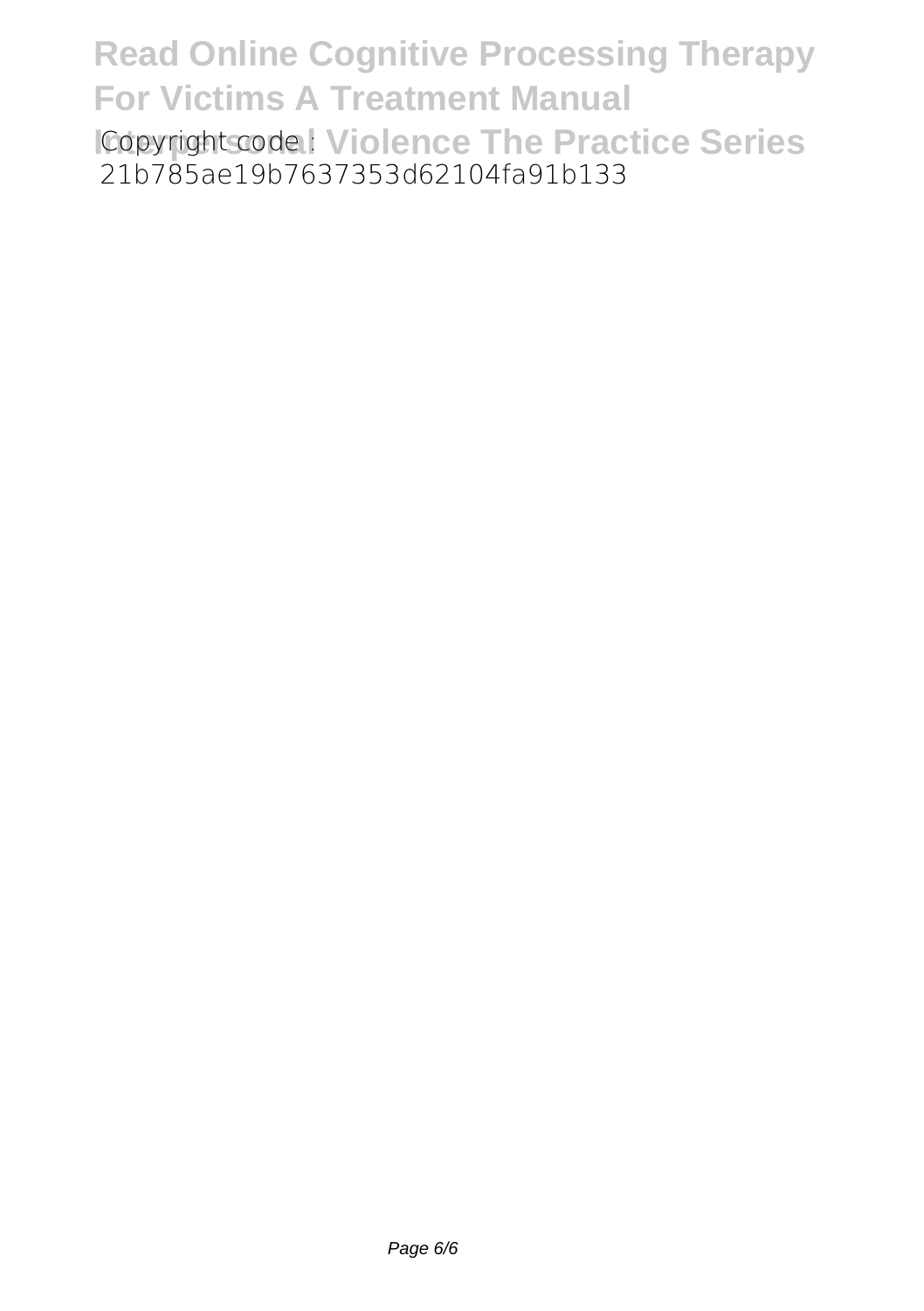Copyright code : 21b785ae19b7637353d62104fa91b133